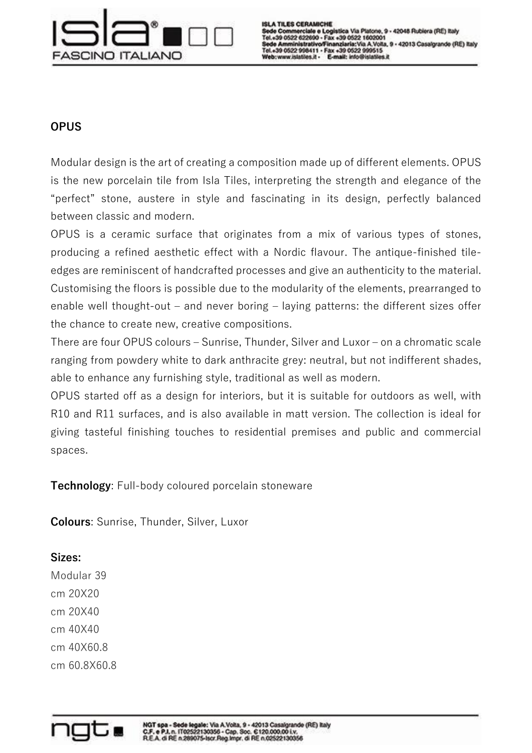**OPUS**

Modular design is the art of creating a composition made up of different elements. OPUS is the new porcelain tile from Isla Tiles, interpreting the strength and elegance of the "perfect" stone, austere in style and fascinating in its design, perfectly balanced between classic and modern.
OPUS is a ceramic surface that originates from a mix of various types of stones, producing a refined aesthetic effect with a Nordic flavour. The antique-finished tile-edges are reminiscent of handcrafted processes and give an authenticity to the material. Customising the floors is possible due to the modularity of the elements, prearranged to enable well thought-out – and never boring – laying patterns: the different sizes offer the chance to create new, creative compositions.
There are four OPUS colours – Sunrise, Thunder, Silver and Luxor – on a chromatic scale ranging from powdery white to dark anthracite grey: neutral, but not indifferent shades, able to enhance any furnishing style, traditional as well as modern.
OPUS started off as a design for interiors, but it is suitable for outdoors as well, with R10 and R11 surfaces, and is also available in matt version. The collection is ideal for giving tasteful finishing touches to residential premises and public and commercial spaces.

**Technology**: Full-body coloured porcelain stoneware

**Colours**: Sunrise, Thunder, Silver, Luxor

**Sizes:**
Modular 39
cm 20X20
cm 20X40
cm 40X40
cm 40X60.8
cm 60.8X60.8